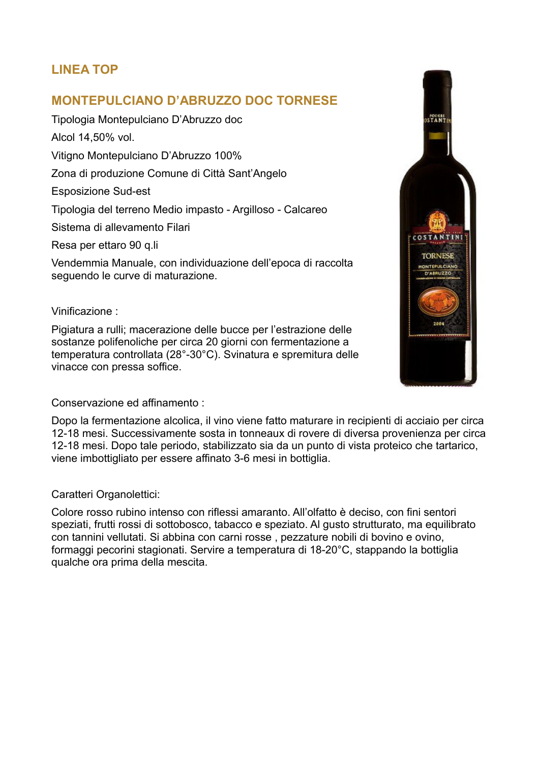## LINEA TOP

## MONTEPULCIANO D'ABRUZZO DOC TORNESE

Tipologia Montepulciano D'Abruzzo doc

Alcol 14,50% vol.

Vitigno Montepulciano D'Abruzzo 100%

Zona di produzione Comune di Città Sant'Angelo

Esposizione Sud-est

Tipologia del terreno Medio impasto - Argilloso - Calcareo

Sistema di allevamento Filari

Resa per ettaro 90 q.li

Vendemmia Manuale, con individuazione dell'epoca di raccolta seguendo le curve di maturazione.

Vinificazione :

Pigiatura a rulli; macerazione delle bucce per l'estrazione delle sostanze polifenoliche per circa 20 giorni con fermentazione a temperatura controllata (28°-30°C). Svinatura e spremitura delle vinacce con pressa soffice.

Conservazione ed affinamento :

Dopo la fermentazione alcolica, il vino viene fatto maturare in recipienti di acciaio per circa 12-18 mesi. Successivamente sosta in tonneaux di rovere di diversa provenienza per circa 12-18 mesi. Dopo tale periodo, stabilizzato sia da un punto di vista proteico che tartarico, viene imbottigliato per essere affinato 3-6 mesi in bottiglia.

Caratteri Organolettici:

Colore rosso rubino intenso con riflessi amaranto. All'olfatto è deciso, con fini sentori speziati, frutti rossi di sottobosco, tabacco e speziato. Al gusto strutturato, ma equilibrato con tannini vellutati. Si abbina con carni rosse , pezzature nobili di bovino e ovino, formaggi pecorini stagionati. Servire a temperatura di 18-20°C, stappando la bottiglia qualche ora prima della mescita.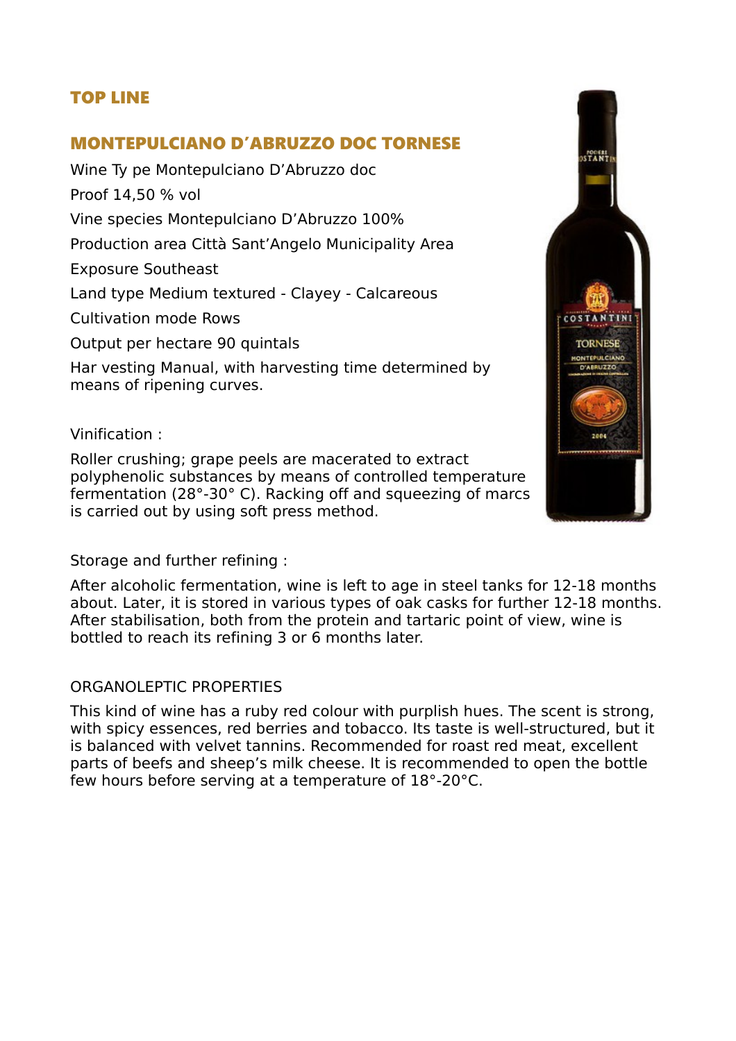## TOP LINE

## MONTEPULCIANO D'ABRUZZO DOC TORNESE

Wine Ty pe Montepulciano D'Abruzzo doc

Proof 14,50 % vol

Vine species Montepulciano D'Abruzzo 100%

Production area Città Sant'Angelo Municipality Area

Exposure Southeast

Land type Medium textured - Clayey - Calcareous

Cultivation mode Rows

Output per hectare 90 quintals

Har vesting Manual, with harvesting time determined by means of ripening curves.

Vinification :

Roller crushing; grape peels are macerated to extract polyphenolic substances by means of controlled temperature fermentation (28°-30° C). Racking off and squeezing of marcs is carried out by using soft press method.

Storage and further refining :

After alcoholic fermentation, wine is left to age in steel tanks for 12-18 months about. Later, it is stored in various types of oak casks for further 12-18 months. After stabilisation, both from the protein and tartaric point of view, wine is bottled to reach its refining 3 or 6 months later.

ORGANOLEPTIC PROPERTIES

This kind of wine has a ruby red colour with purplish hues. The scent is strong, with spicy essences, red berries and tobacco. Its taste is well-structured, but it is balanced with velvet tannins. Recommended for roast red meat, excellent parts of beefs and sheep's milk cheese. It is recommended to open the bottle few hours before serving at a temperature of 18°-20°C.